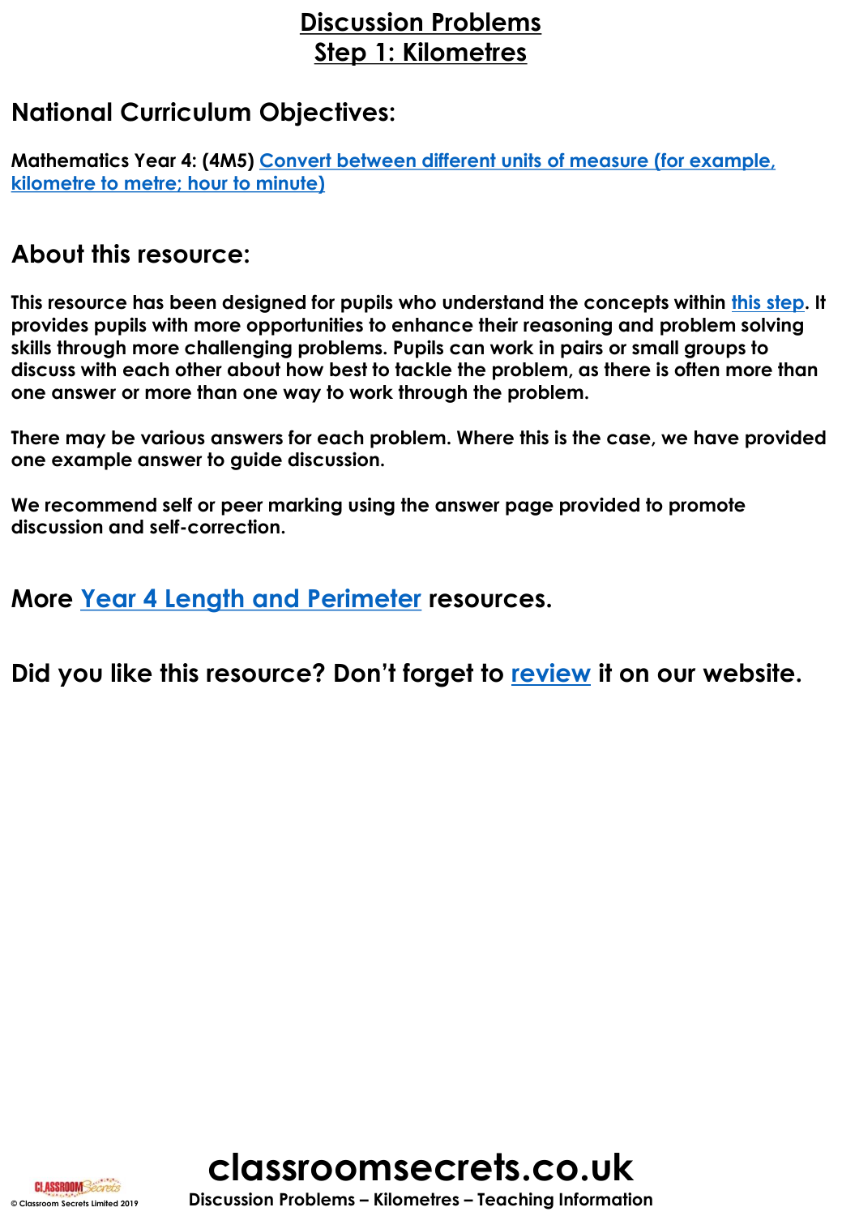# Discussion Problems
## Step 1: Kilometres

## National Curriculum Objectives:

**Mathematics Year 4: (4M5)** Convert between different units of measure (for example, kilometre to metre; hour to minute)

## About this resource:

**This resource has been designed for pupils who understand the concepts within this step. It provides pupils with more opportunities to enhance their reasoning and problem solving skills through more challenging problems. Pupils can work in pairs or small groups to discuss with each other about how best to tackle the problem, as there is often more than one answer or more than one way to work through the problem.**

**There may be various answers for each problem. Where this is the case, we have provided one example answer to guide discussion.**

**We recommend self or peer marking using the answer page provided to promote discussion and self-correction.**

## More Year 4 Length and Perimeter resources.

## Did you like this resource? Don't forget to review it on our website.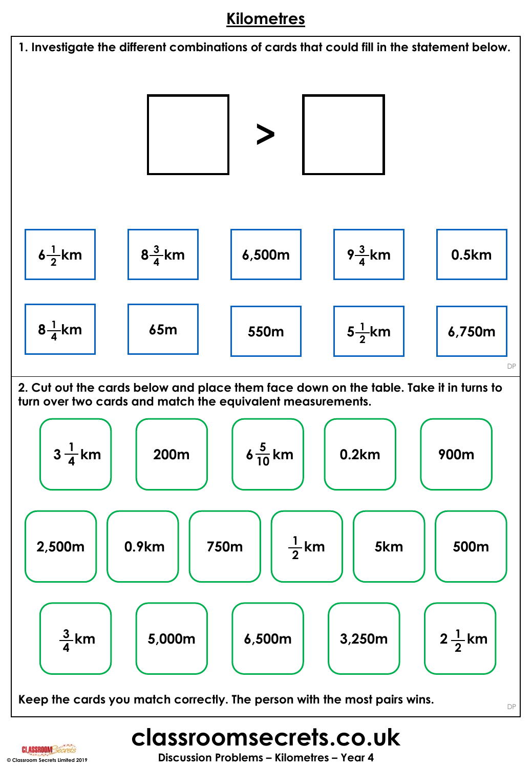# Kilometres

**1. Investigate the different combinations of cards that could fill in the statement below.**

☐ > ☐

| | | | | |
|---|---|---|---|---|
| $6\frac{1}{2}$km | $8\frac{3}{4}$km | 6,500m | $9\frac{3}{4}$km | 0.5km |
| $8\frac{1}{4}$km | 65m | 550m | $5\frac{1}{2}$km | 6,750m |

DP

**2. Cut out the cards below and place them face down on the table. Take it in turns to turn over two cards and match the equivalent measurements.**

| | | | | | |
|---|---|---|---|---|---|
| $3\frac{1}{4}$km | 200m | $6\frac{5}{10}$km | 0.2km | 900m | |
| 2,500m | 0.9km | 750m | $\frac{1}{2}$km | 5km | 500m |
| $\frac{3}{4}$km | 5,000m | 6,500m | 3,250m | $2\frac{1}{2}$km | |

**Keep the cards you match correctly. The person with the most pairs wins.**

DP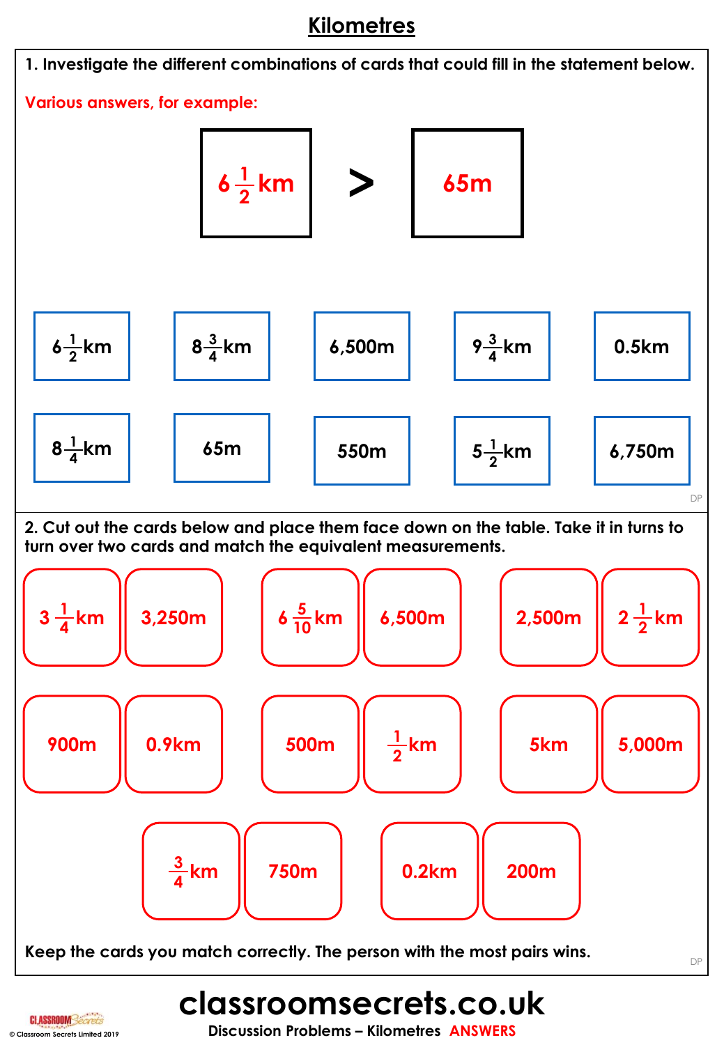# Kilometres

1. Investigate the different combinations of cards that could fill in the statement below.

Various answers, for example:

$6\frac{1}{2}$km > 65m

| | | | | |
|---|---|---|---|---|
| $6\frac{1}{2}$km | $8\frac{3}{4}$km | 6,500m | $9\frac{3}{4}$km | 0.5km |
| $8\frac{1}{4}$km | 65m | 550m | $5\frac{1}{2}$km | 6,750m |

2. Cut out the cards below and place them face down on the table. Take it in turns to turn over two cards and match the equivalent measurements.

| | | | | | |
|---|---|---|---|---|---|
| $3\frac{1}{4}$km | 3,250m | $6\frac{5}{10}$km | 6,500m | 2,500m | $2\frac{1}{2}$km |
| 900m | 0.9km | 500m | $\frac{1}{2}$km | 5km | 5,000m |
| $\frac{3}{4}$km | 750m | 0.2km | 200m | | |

Keep the cards you match correctly. The person with the most pairs wins.

Discussion Problems – Kilometres ANSWERS